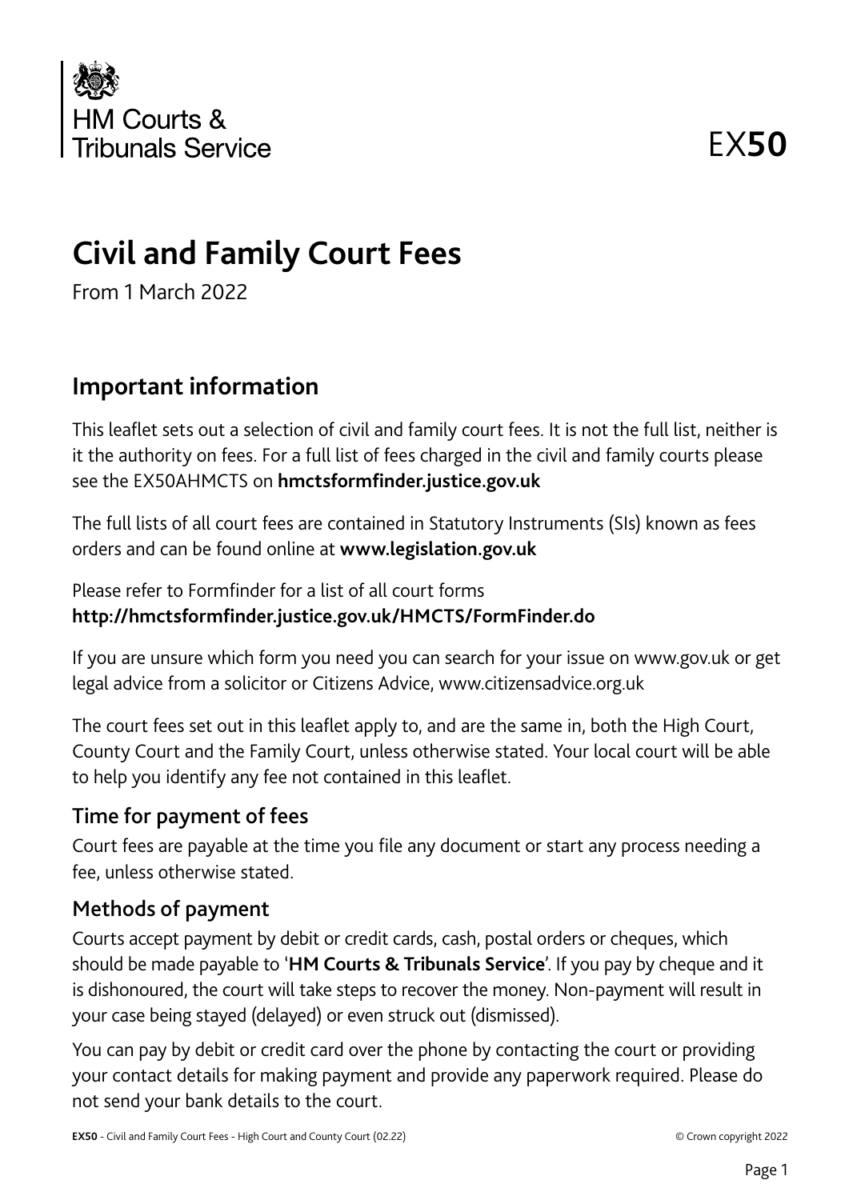HM Courts & Tribunals Service

EX**50**

# Civil and Family Court Fees

From 1 March 2022

## Important information

This leaflet sets out a selection of civil and family court fees. It is not the full list, neither is it the authority on fees. For a full list of fees charged in the civil and family courts please see the EX50AHMCTS on **hmctsformfinder.justice.gov.uk**

The full lists of all court fees are contained in Statutory Instruments (SIs) known as fees orders and can be found online at **www.legislation.gov.uk**

Please refer to Formfinder for a list of all court forms
**http://hmctsformfinder.justice.gov.uk/HMCTS/FormFinder.do**

If you are unsure which form you need you can search for your issue on www.gov.uk or get legal advice from a solicitor or Citizens Advice, www.citizensadvice.org.uk

The court fees set out in this leaflet apply to, and are the same in, both the High Court, County Court and the Family Court, unless otherwise stated. Your local court will be able to help you identify any fee not contained in this leaflet.

### Time for payment of fees

Court fees are payable at the time you file any document or start any process needing a fee, unless otherwise stated.

### Methods of payment

Courts accept payment by debit or credit cards, cash, postal orders or cheques, which should be made payable to '**HM Courts & Tribunals Service**'. If you pay by cheque and it is dishonoured, the court will take steps to recover the money. Non-payment will result in your case being stayed (delayed) or even struck out (dismissed).

You can pay by debit or credit card over the phone by contacting the court or providing your contact details for making payment and provide any paperwork required. Please do not send your bank details to the court.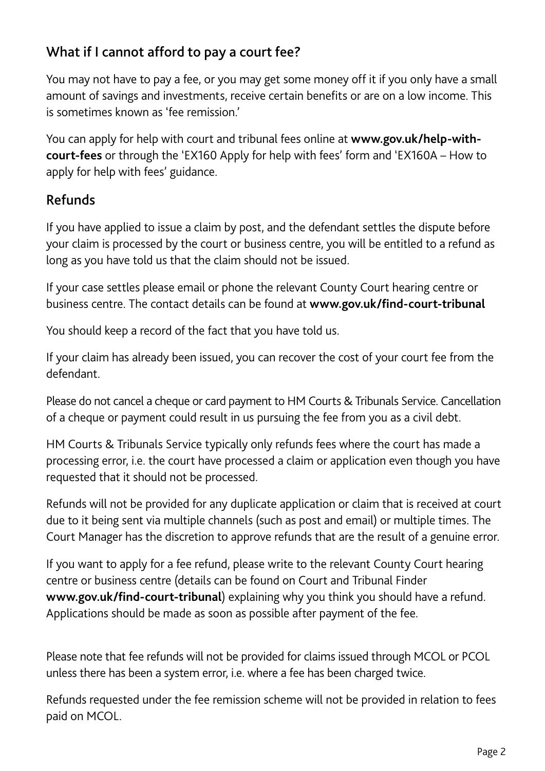## What if I cannot afford to pay a court fee?

You may not have to pay a fee, or you may get some money off it if you only have a small amount of savings and investments, receive certain benefits or are on a low income. This is sometimes known as 'fee remission.'

You can apply for help with court and tribunal fees online at **www.gov.uk/help-with-court-fees** or through the 'EX160 Apply for help with fees' form and 'EX160A – How to apply for help with fees' guidance.

## Refunds

If you have applied to issue a claim by post, and the defendant settles the dispute before your claim is processed by the court or business centre, you will be entitled to a refund as long as you have told us that the claim should not be issued.

If your case settles please email or phone the relevant County Court hearing centre or business centre. The contact details can be found at **www.gov.uk/find-court-tribunal**

You should keep a record of the fact that you have told us.

If your claim has already been issued, you can recover the cost of your court fee from the defendant.

Please do not cancel a cheque or card payment to HM Courts & Tribunals Service. Cancellation of a cheque or payment could result in us pursuing the fee from you as a civil debt.

HM Courts & Tribunals Service typically only refunds fees where the court has made a processing error, i.e. the court have processed a claim or application even though you have requested that it should not be processed.

Refunds will not be provided for any duplicate application or claim that is received at court due to it being sent via multiple channels (such as post and email) or multiple times. The Court Manager has the discretion to approve refunds that are the result of a genuine error.

If you want to apply for a fee refund, please write to the relevant County Court hearing centre or business centre (details can be found on Court and Tribunal Finder **www.gov.uk/find-court-tribunal**) explaining why you think you should have a refund. Applications should be made as soon as possible after payment of the fee.

Please note that fee refunds will not be provided for claims issued through MCOL or PCOL unless there has been a system error, i.e. where a fee has been charged twice.

Refunds requested under the fee remission scheme will not be provided in relation to fees paid on MCOL.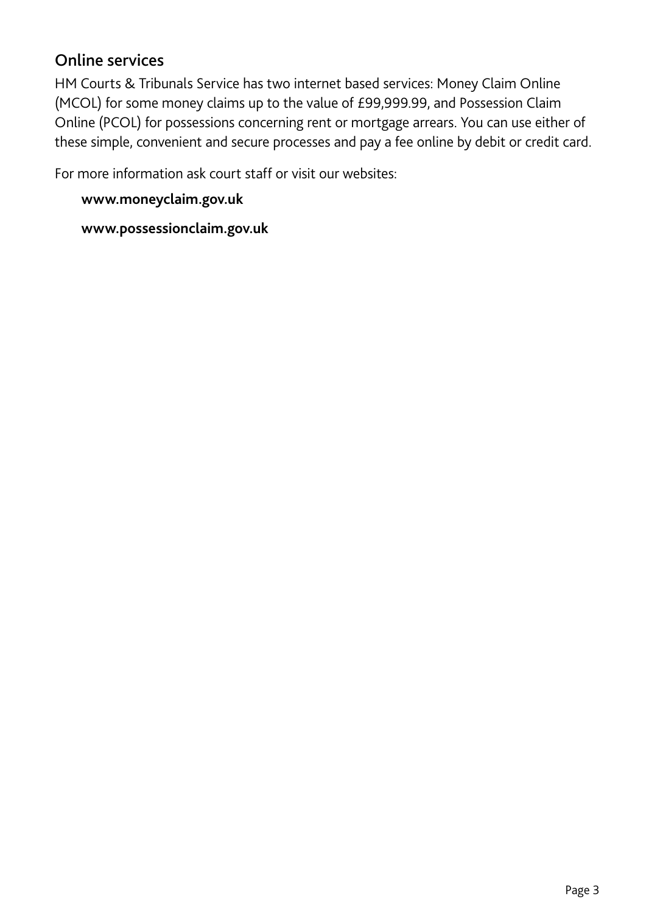## Online services

HM Courts & Tribunals Service has two internet based services: Money Claim Online (MCOL) for some money claims up to the value of £99,999.99, and Possession Claim Online (PCOL) for possessions concerning rent or mortgage arrears. You can use either of these simple, convenient and secure processes and pay a fee online by debit or credit card.

For more information ask court staff or visit our websites:

**www.moneyclaim.gov.uk**

**www.possessionclaim.gov.uk**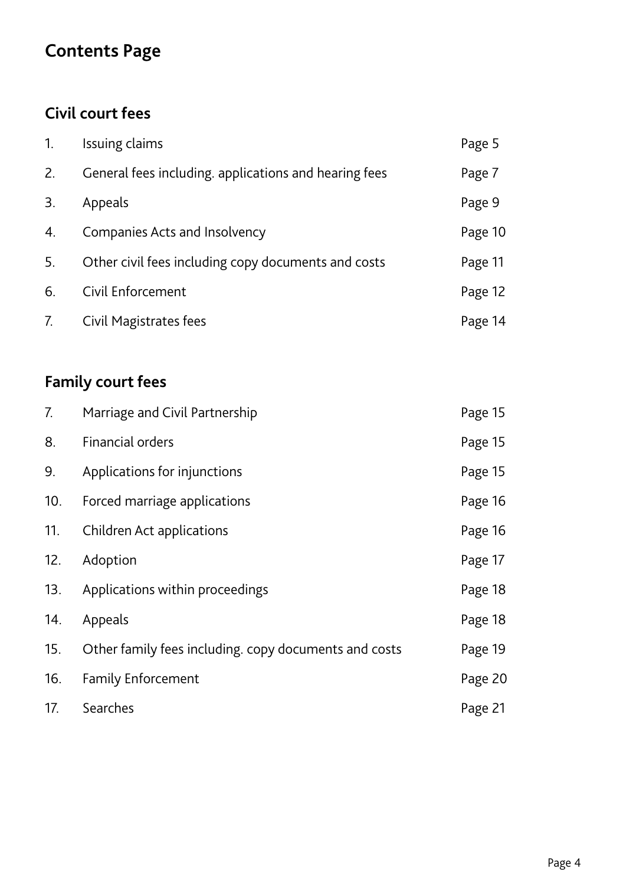## Contents Page

### Civil court fees

| | | |
|---|---|---|
| 1. | Issuing claims | Page 5 |
| 2. | General fees including. applications and hearing fees | Page 7 |
| 3. | Appeals | Page 9 |
| 4. | Companies Acts and Insolvency | Page 10 |
| 5. | Other civil fees including copy documents and costs | Page 11 |
| 6. | Civil Enforcement | Page 12 |
| 7. | Civil Magistrates fees | Page 14 |

### Family court fees

| | | |
|---|---|---|
| 7. | Marriage and Civil Partnership | Page 15 |
| 8. | Financial orders | Page 15 |
| 9. | Applications for injunctions | Page 15 |
| 10. | Forced marriage applications | Page 16 |
| 11. | Children Act applications | Page 16 |
| 12. | Adoption | Page 17 |
| 13. | Applications within proceedings | Page 18 |
| 14. | Appeals | Page 18 |
| 15. | Other family fees including. copy documents and costs | Page 19 |
| 16. | Family Enforcement | Page 20 |
| 17. | Searches | Page 21 |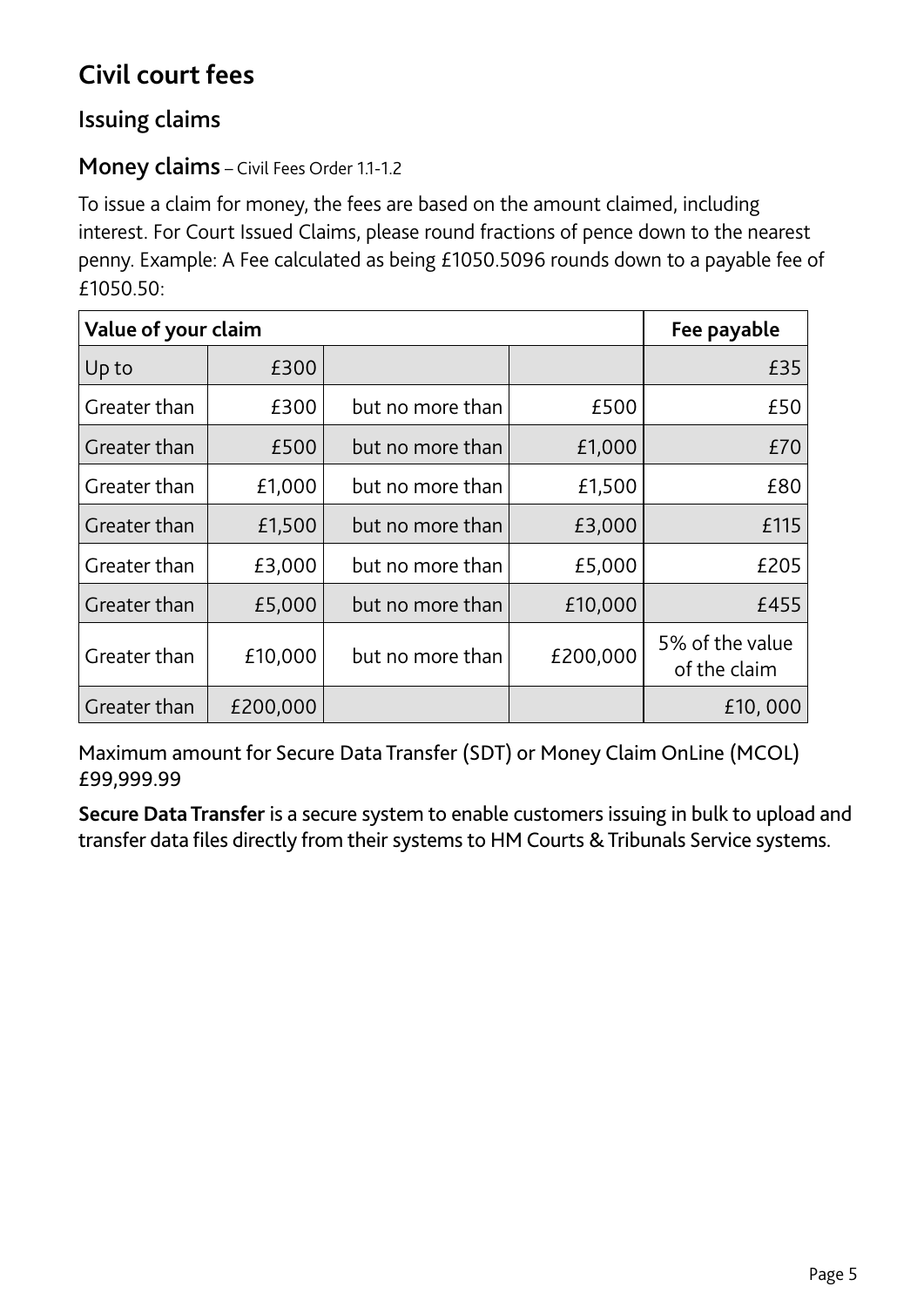# Civil court fees

## Issuing claims

### Money claims – Civil Fees Order 1.1-1.2

To issue a claim for money, the fees are based on the amount claimed, including interest. For Court Issued Claims, please round fractions of pence down to the nearest penny. Example: A Fee calculated as being £1050.5096 rounds down to a payable fee of £1050.50:

| Value of your claim | | | | Fee payable |
|---|---|---|---|---|
| Up to | £300 | | | £35 |
| Greater than | £300 | but no more than | £500 | £50 |
| Greater than | £500 | but no more than | £1,000 | £70 |
| Greater than | £1,000 | but no more than | £1,500 | £80 |
| Greater than | £1,500 | but no more than | £3,000 | £115 |
| Greater than | £3,000 | but no more than | £5,000 | £205 |
| Greater than | £5,000 | but no more than | £10,000 | £455 |
| Greater than | £10,000 | but no more than | £200,000 | 5% of the value of the claim |
| Greater than | £200,000 | | | £10, 000 |

Maximum amount for Secure Data Transfer (SDT) or Money Claim OnLine (MCOL) £99,999.99

**Secure Data Transfer** is a secure system to enable customers issuing in bulk to upload and transfer data files directly from their systems to HM Courts & Tribunals Service systems.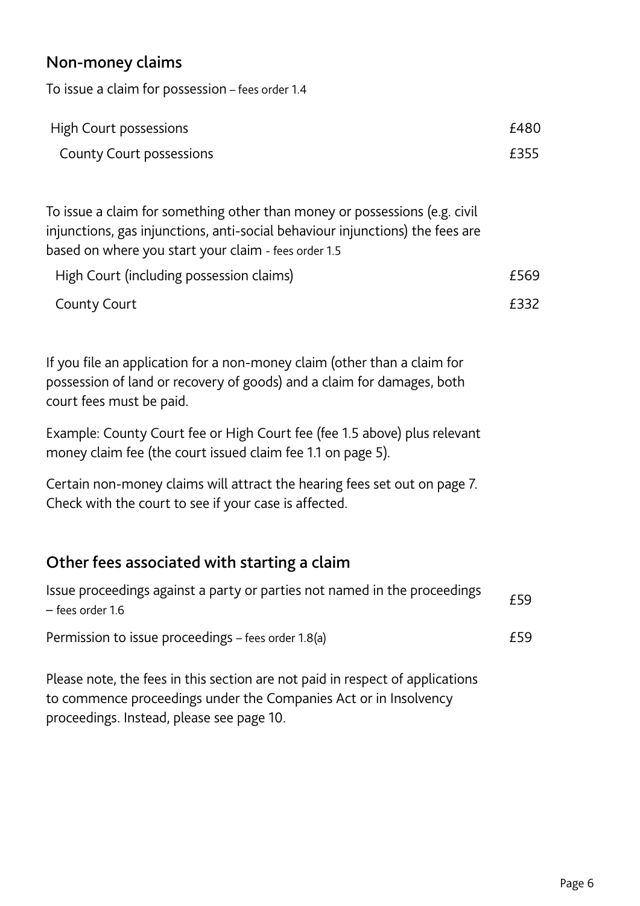## Non-money claims

To issue a claim for possession – fees order 1.4

| | |
|---|---|
| High Court possessions | £480 |
| County Court possessions | £355 |

To issue a claim for something other than money or possessions (e.g. civil injunctions, gas injunctions, anti-social behaviour injunctions) the fees are based on where you start your claim - fees order 1.5

| | |
|---|---|
| High Court (including possession claims) | £569 |
| County Court | £332 |

If you file an application for a non-money claim (other than a claim for possession of land or recovery of goods) and a claim for damages, both court fees must be paid.

Example: County Court fee or High Court fee (fee 1.5 above) plus relevant money claim fee (the court issued claim fee 1.1 on page 5).

Certain non-money claims will attract the hearing fees set out on page 7. Check with the court to see if your case is affected.

## Other fees associated with starting a claim

| | |
|---|---|
| Issue proceedings against a party or parties not named in the proceedings – fees order 1.6 | £59 |
| Permission to issue proceedings – fees order 1.8(a) | £59 |

Please note, the fees in this section are not paid in respect of applications to commence proceedings under the Companies Act or in Insolvency proceedings. Instead, please see page 10.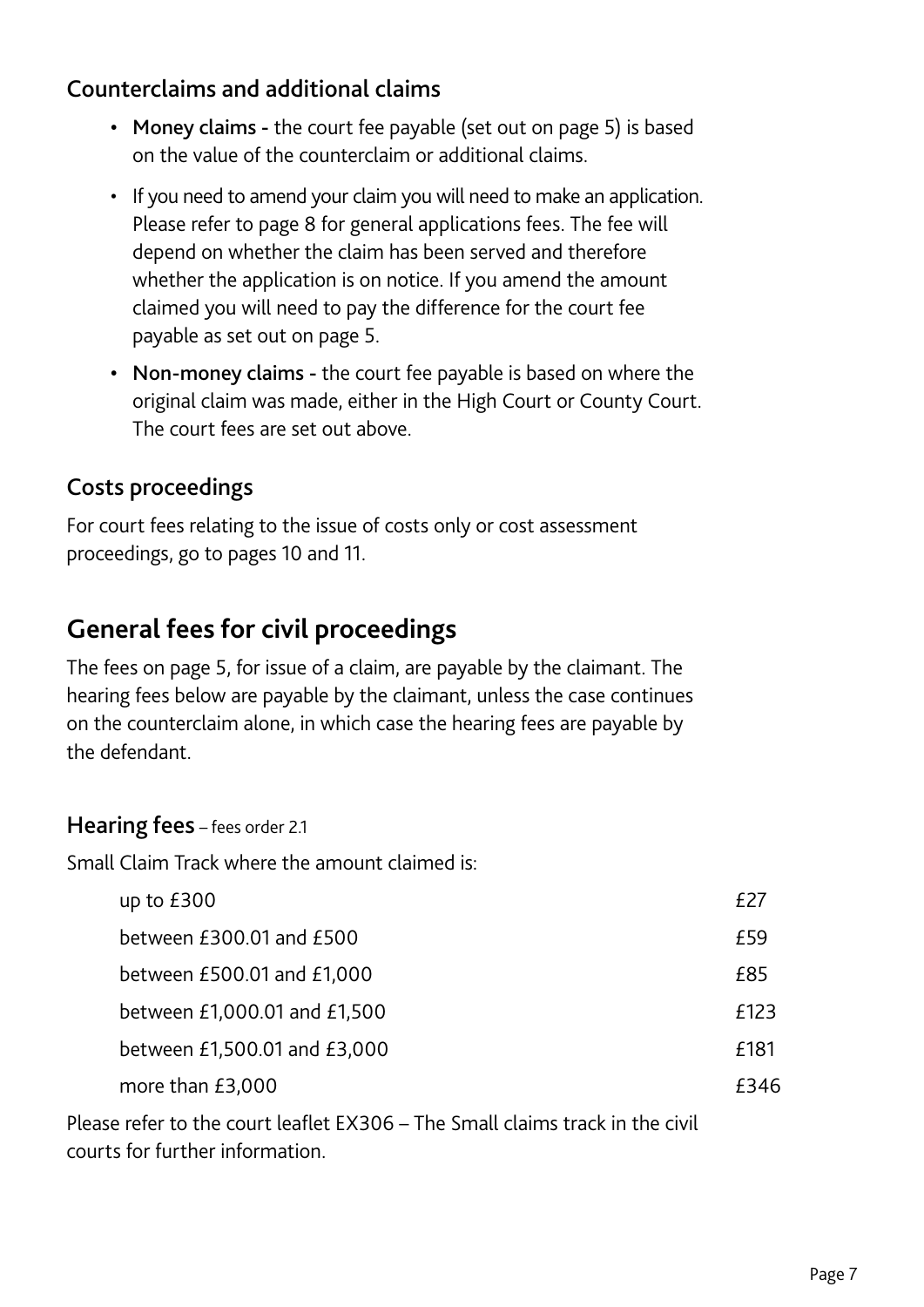### Counterclaims and additional claims

- **Money claims -** the court fee payable (set out on page 5) is based on the value of the counterclaim or additional claims.
- If you need to amend your claim you will need to make an application. Please refer to page 8 for general applications fees. The fee will depend on whether the claim has been served and therefore whether the application is on notice. If you amend the amount claimed you will need to pay the difference for the court fee payable as set out on page 5.
- **Non-money claims -** the court fee payable is based on where the original claim was made, either in the High Court or County Court. The court fees are set out above.

### Costs proceedings

For court fees relating to the issue of costs only or cost assessment proceedings, go to pages 10 and 11.

## General fees for civil proceedings

The fees on page 5, for issue of a claim, are payable by the claimant. The hearing fees below are payable by the claimant, unless the case continues on the counterclaim alone, in which case the hearing fees are payable by the defendant.

### Hearing fees – fees order 2.1

Small Claim Track where the amount claimed is:

| | |
|---|---|
| up to £300 | £27 |
| between £300.01 and £500 | £59 |
| between £500.01 and £1,000 | £85 |
| between £1,000.01 and £1,500 | £123 |
| between £1,500.01 and £3,000 | £181 |
| more than £3,000 | £346 |

Please refer to the court leaflet EX306 – The Small claims track in the civil courts for further information.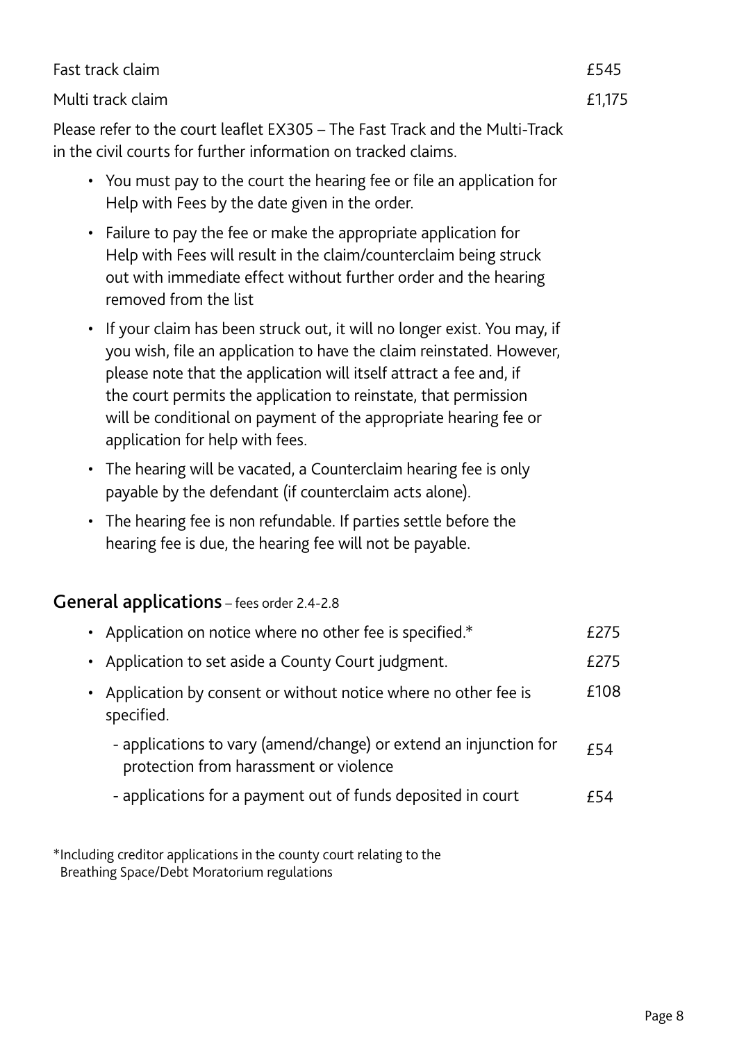| | |
|---|---|
| Fast track claim | £545 |
| Multi track claim | £1,175 |

Please refer to the court leaflet EX305 – The Fast Track and the Multi-Track in the civil courts for further information on tracked claims.

- You must pay to the court the hearing fee or file an application for Help with Fees by the date given in the order.
- Failure to pay the fee or make the appropriate application for Help with Fees will result in the claim/counterclaim being struck out with immediate effect without further order and the hearing removed from the list
- If your claim has been struck out, it will no longer exist. You may, if you wish, file an application to have the claim reinstated. However, please note that the application will itself attract a fee and, if the court permits the application to reinstate, that permission will be conditional on payment of the appropriate hearing fee or application for help with fees.
- The hearing will be vacated, a Counterclaim hearing fee is only payable by the defendant (if counterclaim acts alone).
- The hearing fee is non refundable. If parties settle before the hearing fee is due, the hearing fee will not be payable.

## General applications – fees order 2.4-2.8

| | |
|---|---|
| • Application on notice where no other fee is specified.* | £275 |
| • Application to set aside a County Court judgment. | £275 |
| • Application by consent or without notice where no other fee is specified. | £108 |
| - applications to vary (amend/change) or extend an injunction for protection from harassment or violence | £54 |
| - applications for a payment out of funds deposited in court | £54 |

*Including creditor applications in the county court relating to the Breathing Space/Debt Moratorium regulations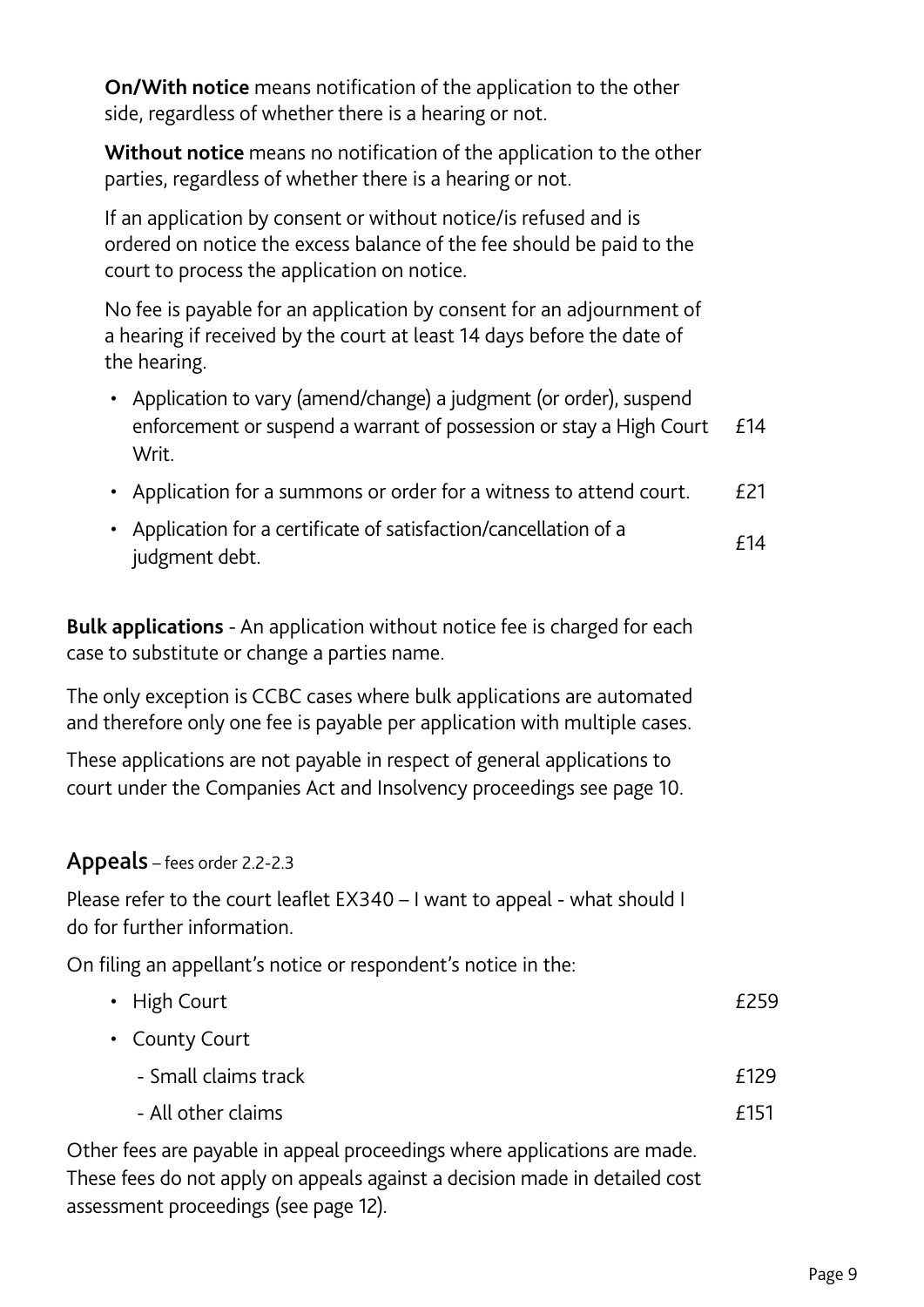**On/With notice** means notification of the application to the other side, regardless of whether there is a hearing or not.

**Without notice** means no notification of the application to the other parties, regardless of whether there is a hearing or not.

If an application by consent or without notice/is refused and is ordered on notice the excess balance of the fee should be paid to the court to process the application on notice.

No fee is payable for an application by consent for an adjournment of a hearing if received by the court at least 14 days before the date of the hearing.

- Application to vary (amend/change) a judgment (or order), suspend enforcement or suspend a warrant of possession or stay a High Court Writ. £14
- Application for a summons or order for a witness to attend court. £21
- Application for a certificate of satisfaction/cancellation of a judgment debt. £14

**Bulk applications** - An application without notice fee is charged for each case to substitute or change a parties name.

The only exception is CCBC cases where bulk applications are automated and therefore only one fee is payable per application with multiple cases.

These applications are not payable in respect of general applications to court under the Companies Act and Insolvency proceedings see page 10.

## Appeals – fees order 2.2-2.3

Please refer to the court leaflet EX340 – I want to appeal - what should I do for further information.

On filing an appellant's notice or respondent's notice in the:

- High Court £259
- County Court
  - Small claims track £129
  - All other claims £151

Other fees are payable in appeal proceedings where applications are made. These fees do not apply on appeals against a decision made in detailed cost assessment proceedings (see page 12).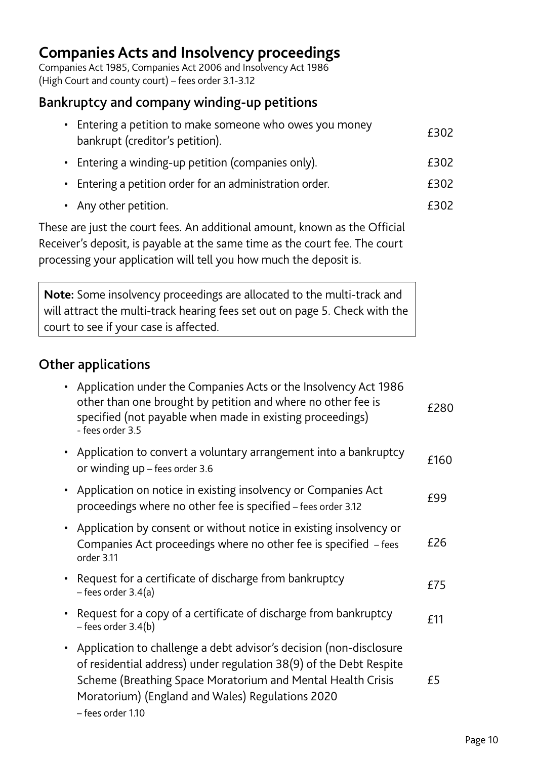# Companies Acts and Insolvency proceedings

Companies Act 1985, Companies Act 2006 and Insolvency Act 1986 (High Court and county court) – fees order 3.1-3.12

## Bankruptcy and company winding-up petitions

| | |
|---|---|
| • Entering a petition to make someone who owes you money bankrupt (creditor's petition). | £302 |
| • Entering a winding-up petition (companies only). | £302 |
| • Entering a petition order for an administration order. | £302 |
| • Any other petition. | £302 |

These are just the court fees. An additional amount, known as the Official Receiver's deposit, is payable at the same time as the court fee. The court processing your application will tell you how much the deposit is.

> **Note:** Some insolvency proceedings are allocated to the multi-track and will attract the multi-track hearing fees set out on page 5. Check with the court to see if your case is affected.

## Other applications

| | |
|---|---|
| • Application under the Companies Acts or the Insolvency Act 1986 other than one brought by petition and where no other fee is specified (not payable when made in existing proceedings) - fees order 3.5 | £280 |
| • Application to convert a voluntary arrangement into a bankruptcy or winding up – fees order 3.6 | £160 |
| • Application on notice in existing insolvency or Companies Act proceedings where no other fee is specified – fees order 3.12 | £99 |
| • Application by consent or without notice in existing insolvency or Companies Act proceedings where no other fee is specified – fees order 3.11 | £26 |
| • Request for a certificate of discharge from bankruptcy – fees order 3.4(a) | £75 |
| • Request for a copy of a certificate of discharge from bankruptcy – fees order 3.4(b) | £11 |
| • Application to challenge a debt advisor's decision (non-disclosure of residential address) under regulation 38(9) of the Debt Respite Scheme (Breathing Space Moratorium and Mental Health Crisis Moratorium) (England and Wales) Regulations 2020 – fees order 1.10 | £5 |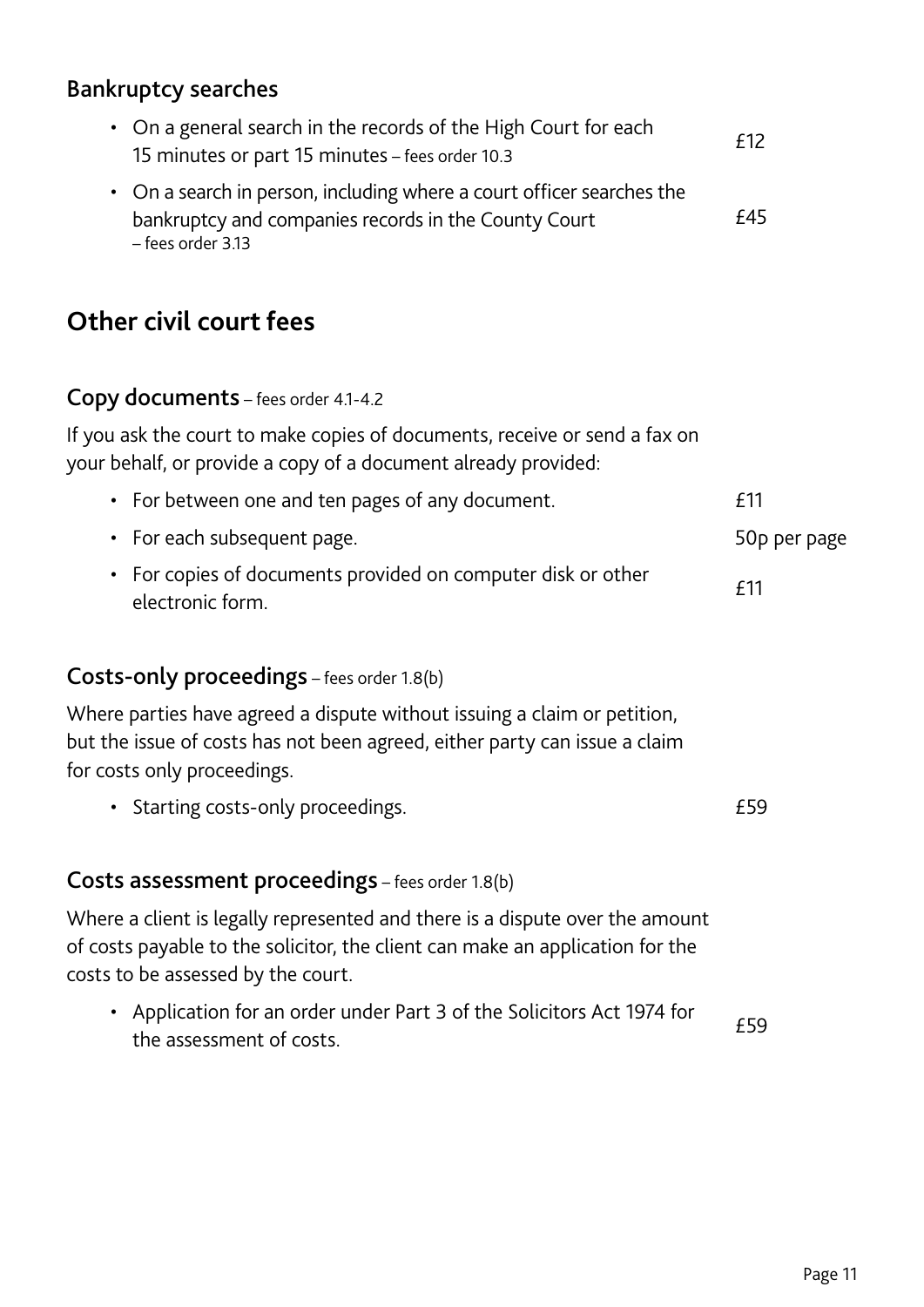### Bankruptcy searches

- On a general search in the records of the High Court for each 15 minutes or part 15 minutes – fees order 10.3 — £12
- On a search in person, including where a court officer searches the bankruptcy and companies records in the County Court – fees order 3.13 — £45

## Other civil court fees

### Copy documents – fees order 4.1-4.2

If you ask the court to make copies of documents, receive or send a fax on your behalf, or provide a copy of a document already provided:

- For between one and ten pages of any document. — £11
- For each subsequent page. — 50p per page
- For copies of documents provided on computer disk or other electronic form. — £11

### Costs-only proceedings – fees order 1.8(b)

Where parties have agreed a dispute without issuing a claim or petition, but the issue of costs has not been agreed, either party can issue a claim for costs only proceedings.

- Starting costs-only proceedings. — £59

### Costs assessment proceedings – fees order 1.8(b)

Where a client is legally represented and there is a dispute over the amount of costs payable to the solicitor, the client can make an application for the costs to be assessed by the court.

- Application for an order under Part 3 of the Solicitors Act 1974 for the assessment of costs. — £59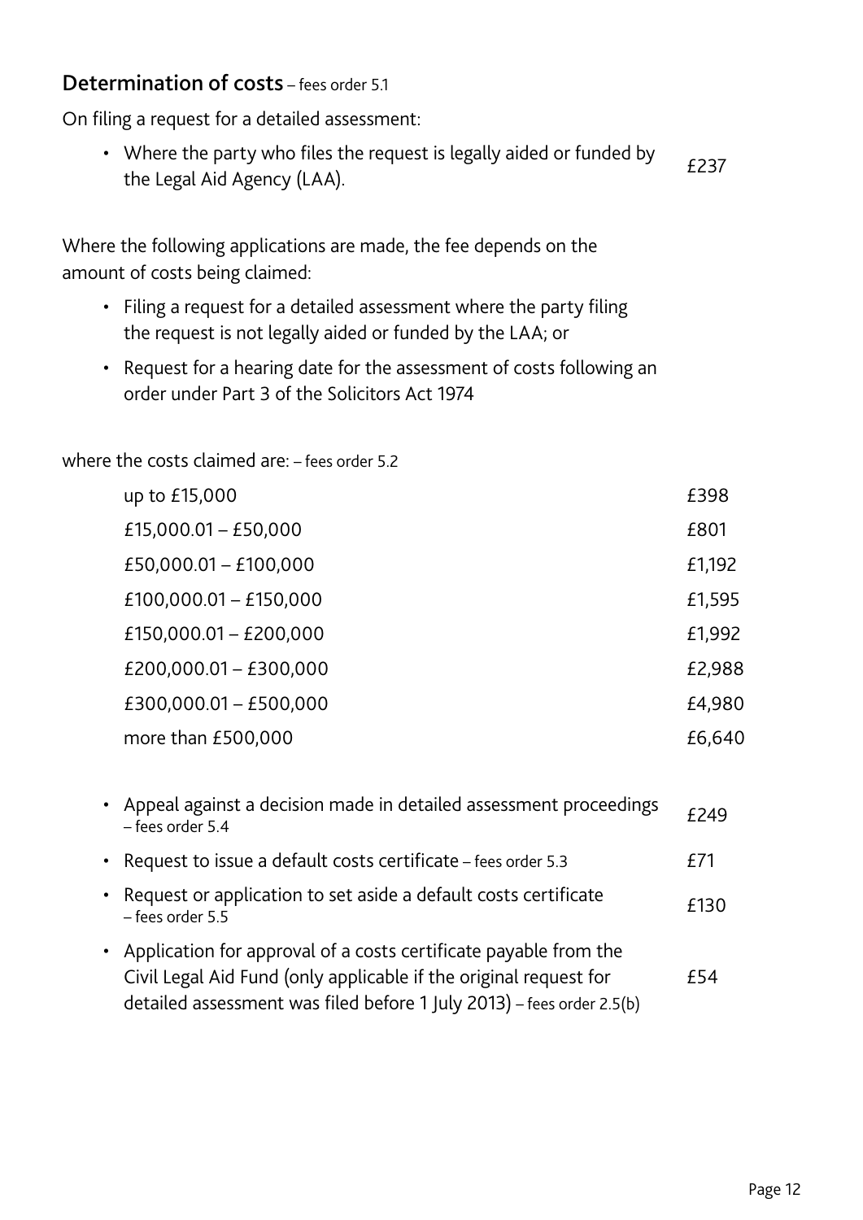## Determination of costs – fees order 5.1

On filing a request for a detailed assessment:

| | |
|---|---|
| • Where the party who files the request is legally aided or funded by the Legal Aid Agency (LAA). | £237 |

Where the following applications are made, the fee depends on the amount of costs being claimed:

- Filing a request for a detailed assessment where the party filing the request is not legally aided or funded by the LAA; or
- Request for a hearing date for the assessment of costs following an order under Part 3 of the Solicitors Act 1974

where the costs claimed are: – fees order 5.2

| Costs claimed | Fee |
|---|---|
| up to £15,000 | £398 |
| £15,000.01 – £50,000 | £801 |
| £50,000.01 – £100,000 | £1,192 |
| £100,000.01 – £150,000 | £1,595 |
| £150,000.01 – £200,000 | £1,992 |
| £200,000.01 – £300,000 | £2,988 |
| £300,000.01 – £500,000 | £4,980 |
| more than £500,000 | £6,640 |

| | |
|---|---|
| • Appeal against a decision made in detailed assessment proceedings – fees order 5.4 | £249 |
| • Request to issue a default costs certificate – fees order 5.3 | £71 |
| • Request or application to set aside a default costs certificate – fees order 5.5 | £130 |
| • Application for approval of a costs certificate payable from the Civil Legal Aid Fund (only applicable if the original request for detailed assessment was filed before 1 July 2013) – fees order 2.5(b) | £54 |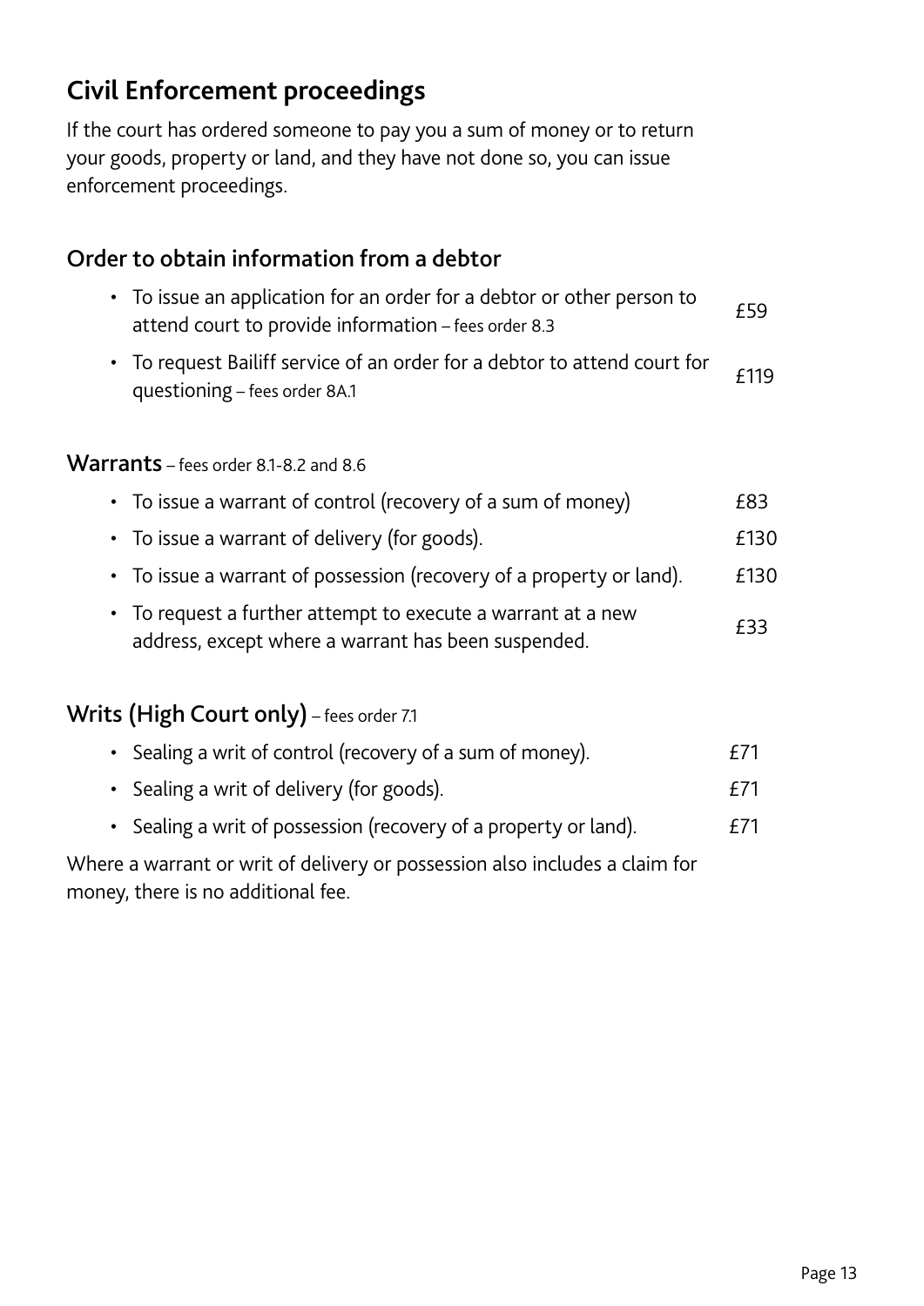## Civil Enforcement proceedings

If the court has ordered someone to pay you a sum of money or to return your goods, property or land, and they have not done so, you can issue enforcement proceedings.

### Order to obtain information from a debtor

- To issue an application for an order for a debtor or other person to attend court to provide information – fees order 8.3 — £59
- To request Bailiff service of an order for a debtor to attend court for questioning – fees order 8A.1 — £119

### Warrants – fees order 8.1-8.2 and 8.6

- To issue a warrant of control (recovery of a sum of money) — £83
- To issue a warrant of delivery (for goods). — £130
- To issue a warrant of possession (recovery of a property or land). — £130
- To request a further attempt to execute a warrant at a new address, except where a warrant has been suspended. — £33

### Writs (High Court only) – fees order 7.1

- Sealing a writ of control (recovery of a sum of money). — £71
- Sealing a writ of delivery (for goods). — £71
- Sealing a writ of possession (recovery of a property or land). — £71

Where a warrant or writ of delivery or possession also includes a claim for money, there is no additional fee.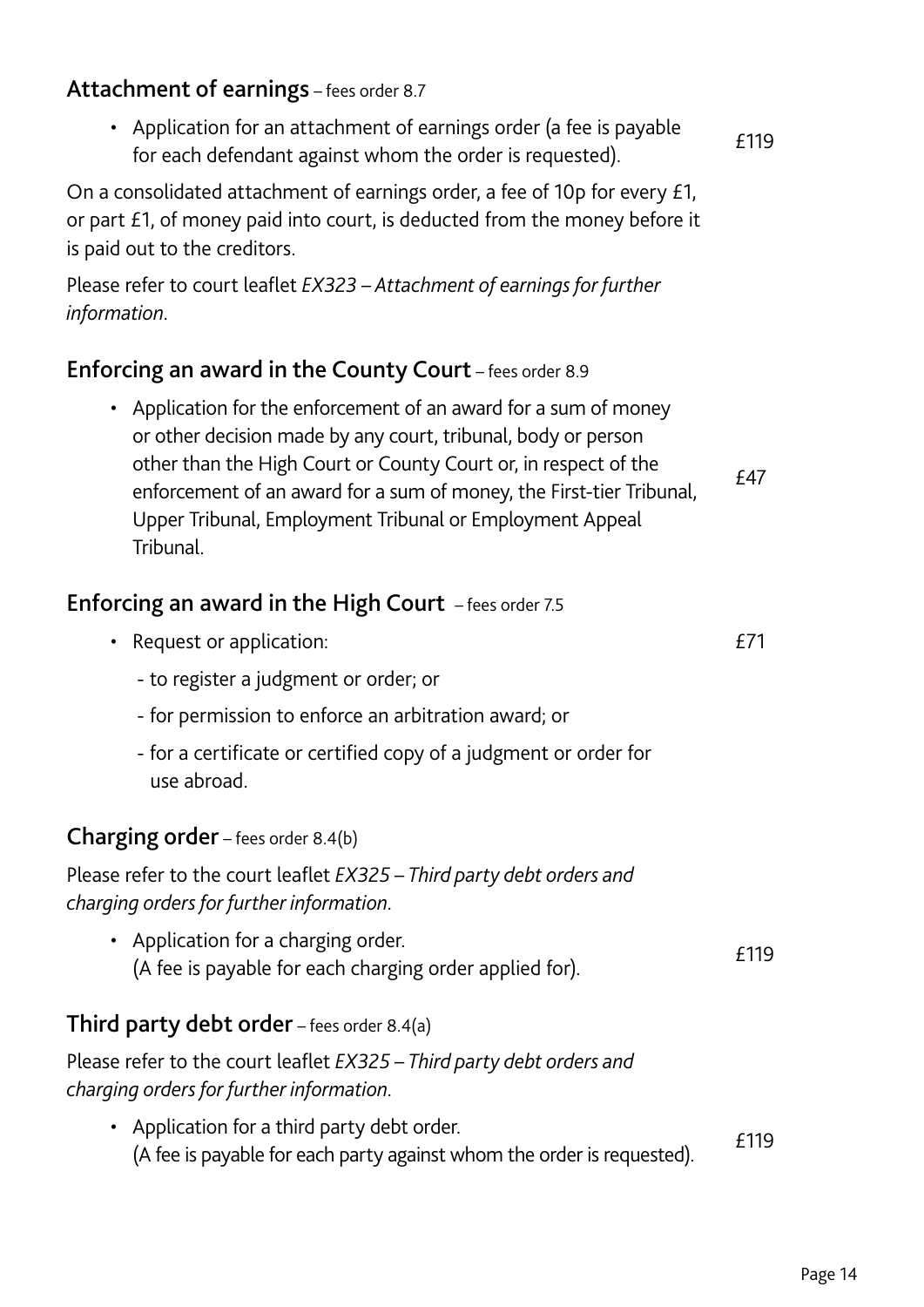## **Attachment of earnings** – fees order 8.7

- Application for an attachment of earnings order (a fee is payable for each defendant against whom the order is requested). £119

On a consolidated attachment of earnings order, a fee of 10p for every £1, or part £1, of money paid into court, is deducted from the money before it is paid out to the creditors.

Please refer to court leaflet *EX323 – Attachment of earnings for further information*.

## **Enforcing an award in the County Court** – fees order 8.9

- Application for the enforcement of an award for a sum of money or other decision made by any court, tribunal, body or person other than the High Court or County Court or, in respect of the enforcement of an award for a sum of money, the First-tier Tribunal, Upper Tribunal, Employment Tribunal or Employment Appeal Tribunal. £47

## **Enforcing an award in the High Court** – fees order 7.5

- Request or application: £71
  - to register a judgment or order; or
  - for permission to enforce an arbitration award; or
  - for a certificate or certified copy of a judgment or order for use abroad.

## **Charging order** – fees order 8.4(b)

Please refer to the court leaflet *EX325 – Third party debt orders and charging orders for further information*.

- Application for a charging order. (A fee is payable for each charging order applied for). £119

## **Third party debt order** – fees order 8.4(a)

Please refer to the court leaflet *EX325 – Third party debt orders and charging orders for further information*.

- Application for a third party debt order. (A fee is payable for each party against whom the order is requested). £119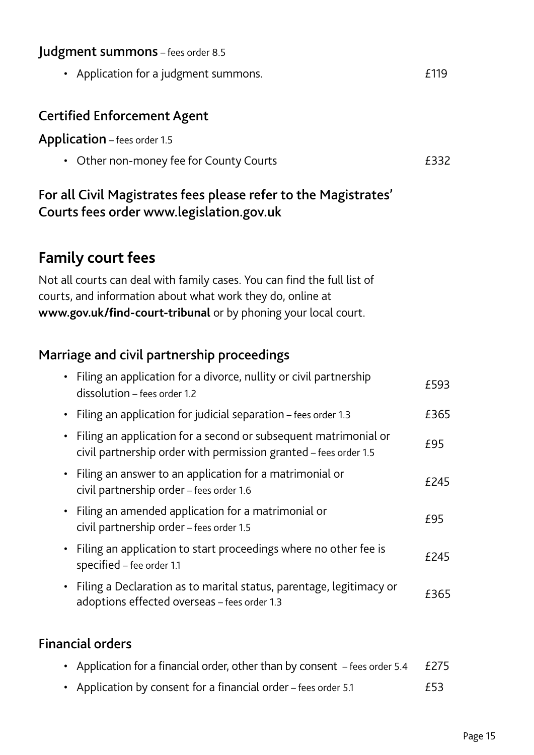### Judgment summons – fees order 8.5

- Application for a judgment summons. £119

### Certified Enforcement Agent

**Application** – fees order 1.5

- Other non-money fee for County Courts £332

### For all Civil Magistrates fees please refer to the Magistrates' Courts fees order www.legislation.gov.uk

## Family court fees

Not all courts can deal with family cases. You can find the full list of courts, and information about what work they do, online at **www.gov.uk/find-court-tribunal** or by phoning your local court.

### Marriage and civil partnership proceedings

- Filing an application for a divorce, nullity or civil partnership dissolution – fees order 1.2 £593
- Filing an application for judicial separation – fees order 1.3 £365
- Filing an application for a second or subsequent matrimonial or civil partnership order with permission granted – fees order 1.5 £95
- Filing an answer to an application for a matrimonial or civil partnership order – fees order 1.6 £245
- Filing an amended application for a matrimonial or civil partnership order – fees order 1.5 £95
- Filing an application to start proceedings where no other fee is specified – fee order 1.1 £245
- Filing a Declaration as to marital status, parentage, legitimacy or adoptions effected overseas – fees order 1.3 £365

### Financial orders

- Application for a financial order, other than by consent – fees order 5.4 £275
- Application by consent for a financial order – fees order 5.1 £53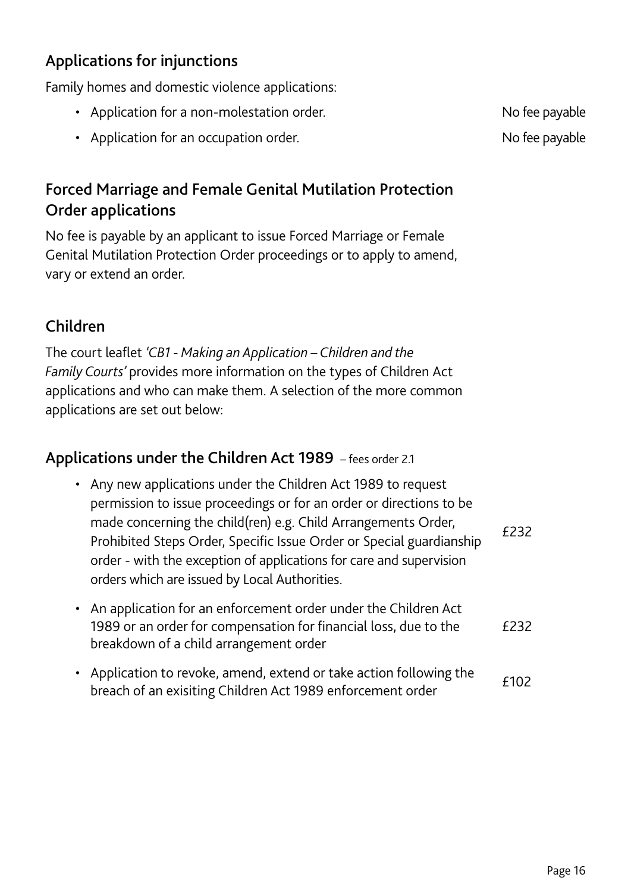## Applications for injunctions

Family homes and domestic violence applications:

| | |
|---|---|
| • Application for a non-molestation order. | No fee payable |
| • Application for an occupation order. | No fee payable |

## Forced Marriage and Female Genital Mutilation Protection Order applications

No fee is payable by an applicant to issue Forced Marriage or Female Genital Mutilation Protection Order proceedings or to apply to amend, vary or extend an order.

## Children

The court leaflet *'CB1 - Making an Application – Children and the Family Courts'* provides more information on the types of Children Act applications and who can make them. A selection of the more common applications are set out below:

## Applications under the Children Act 1989 – fees order 2.1

| | |
|---|---|
| • Any new applications under the Children Act 1989 to request permission to issue proceedings or for an order or directions to be made concerning the child(ren) e.g. Child Arrangements Order, Prohibited Steps Order, Specific Issue Order or Special guardianship order - with the exception of applications for care and supervision orders which are issued by Local Authorities. | £232 |
| • An application for an enforcement order under the Children Act 1989 or an order for compensation for financial loss, due to the breakdown of a child arrangement order | £232 |
| • Application to revoke, amend, extend or take action following the breach of an exisiting Children Act 1989 enforcement order | £102 |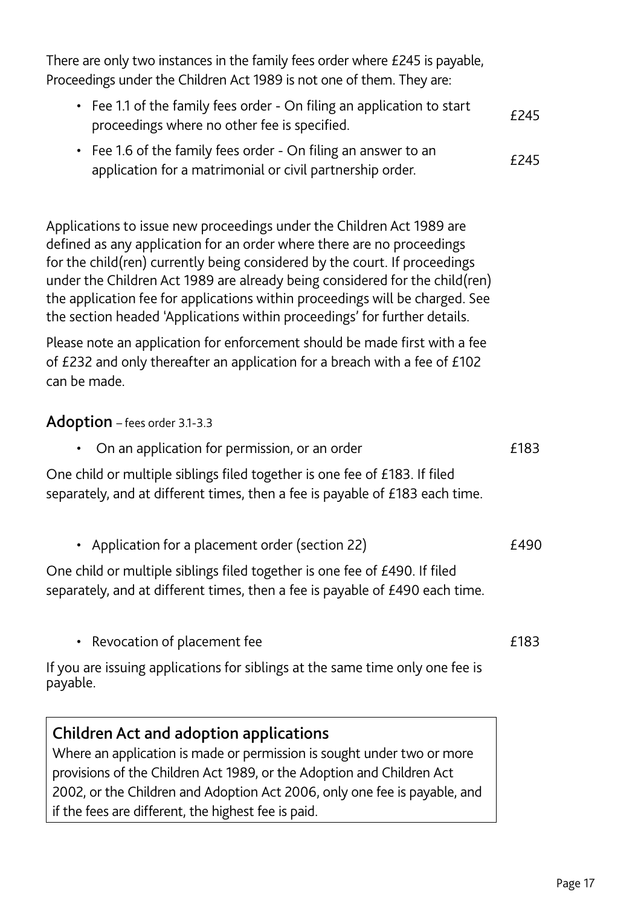There are only two instances in the family fees order where £245 is payable, Proceedings under the Children Act 1989 is not one of them. They are:

- Fee 1.1 of the family fees order - On filing an application to start proceedings where no other fee is specified. £245
- Fee 1.6 of the family fees order - On filing an answer to an application for a matrimonial or civil partnership order. £245

Applications to issue new proceedings under the Children Act 1989 are defined as any application for an order where there are no proceedings for the child(ren) currently being considered by the court. If proceedings under the Children Act 1989 are already being considered for the child(ren) the application fee for applications within proceedings will be charged. See the section headed 'Applications within proceedings' for further details.

Please note an application for enforcement should be made first with a fee of £232 and only thereafter an application for a breach with a fee of £102 can be made.

## Adoption – fees order 3.1-3.3

- On an application for permission, or an order £183

One child or multiple siblings filed together is one fee of £183. If filed separately, and at different times, then a fee is payable of £183 each time.

- Application for a placement order (section 22) £490

One child or multiple siblings filed together is one fee of £490. If filed separately, and at different times, then a fee is payable of £490 each time.

- Revocation of placement fee £183

If you are issuing applications for siblings at the same time only one fee is payable.

### Children Act and adoption applications

Where an application is made or permission is sought under two or more provisions of the Children Act 1989, or the Adoption and Children Act 2002, or the Children and Adoption Act 2006, only one fee is payable, and if the fees are different, the highest fee is paid.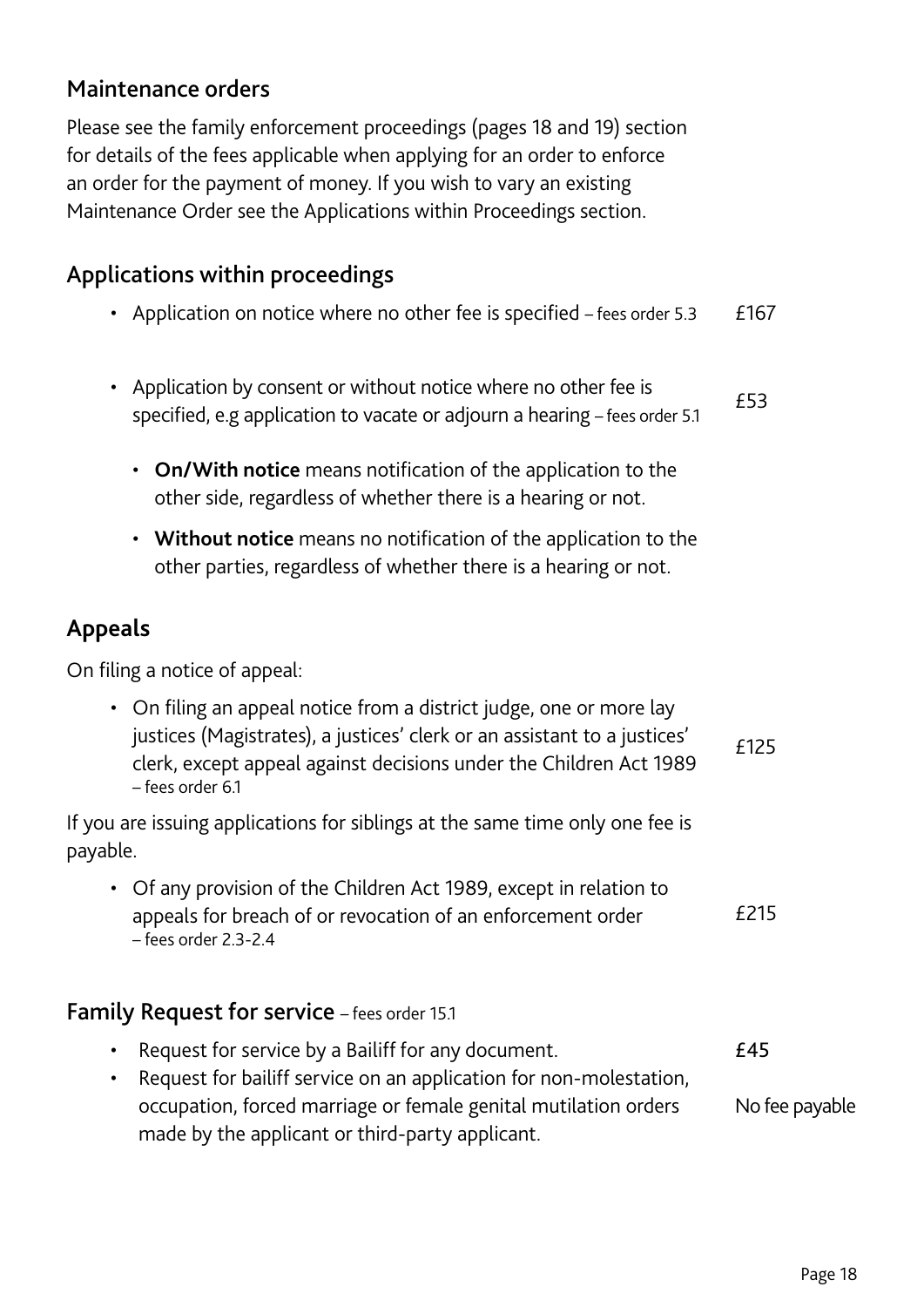## Maintenance orders

Please see the family enforcement proceedings (pages 18 and 19) section for details of the fees applicable when applying for an order to enforce an order for the payment of money. If you wish to vary an existing Maintenance Order see the Applications within Proceedings section.

## Applications within proceedings

- Application on notice where no other fee is specified – fees order 5.3 — £167
- Application by consent or without notice where no other fee is specified, e.g application to vacate or adjourn a hearing – fees order 5.1 — £53
  - **On/With notice** means notification of the application to the other side, regardless of whether there is a hearing or not.
  - **Without notice** means no notification of the application to the other parties, regardless of whether there is a hearing or not.

## Appeals

On filing a notice of appeal:

- On filing an appeal notice from a district judge, one or more lay justices (Magistrates), a justices' clerk or an assistant to a justices' clerk, except appeal against decisions under the Children Act 1989 – fees order 6.1 — £125

If you are issuing applications for siblings at the same time only one fee is payable.

- Of any provision of the Children Act 1989, except in relation to appeals for breach of or revocation of an enforcement order – fees order 2.3-2.4 — £215

## Family Request for service – fees order 15.1

- Request for service by a Bailiff for any document. — **£45**
- Request for bailiff service on an application for non-molestation, occupation, forced marriage or female genital mutilation orders made by the applicant or third-party applicant. — No fee payable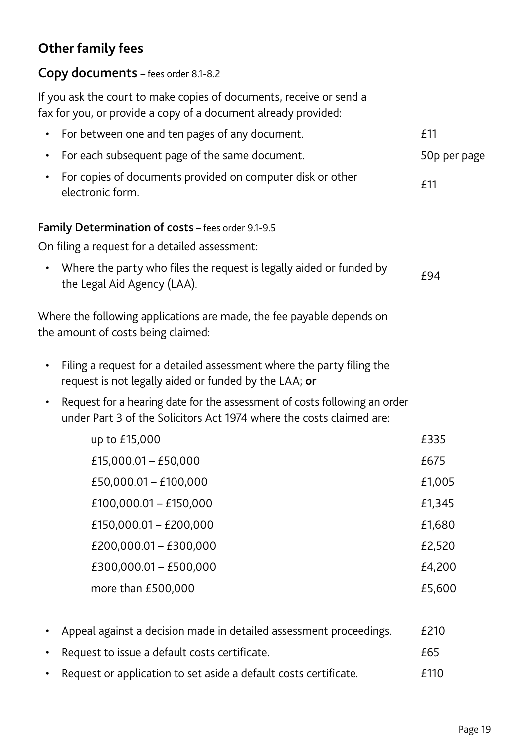## Other family fees

### Copy documents – fees order 8.1-8.2

If you ask the court to make copies of documents, receive or send a fax for you, or provide a copy of a document already provided:

| | |
|---|---|
| • For between one and ten pages of any document. | £11 |
| • For each subsequent page of the same document. | 50p per page |
| • For copies of documents provided on computer disk or other electronic form. | £11 |

#### Family Determination of costs – fees order 9.1-9.5

On filing a request for a detailed assessment:

| | |
|---|---|
| • Where the party who files the request is legally aided or funded by the Legal Aid Agency (LAA). | £94 |

Where the following applications are made, the fee payable depends on the amount of costs being claimed:

- Filing a request for a detailed assessment where the party filing the request is not legally aided or funded by the LAA; **or**
- Request for a hearing date for the assessment of costs following an order under Part 3 of the Solicitors Act 1974 where the costs claimed are:

| Costs claimed | Fee |
|---|---|
| up to £15,000 | £335 |
| £15,000.01 – £50,000 | £675 |
| £50,000.01 – £100,000 | £1,005 |
| £100,000.01 – £150,000 | £1,345 |
| £150,000.01 – £200,000 | £1,680 |
| £200,000.01 – £300,000 | £2,520 |
| £300,000.01 – £500,000 | £4,200 |
| more than £500,000 | £5,600 |

| | |
|---|---|
| • Appeal against a decision made in detailed assessment proceedings. | £210 |
| • Request to issue a default costs certificate. | £65 |
| • Request or application to set aside a default costs certificate. | £110 |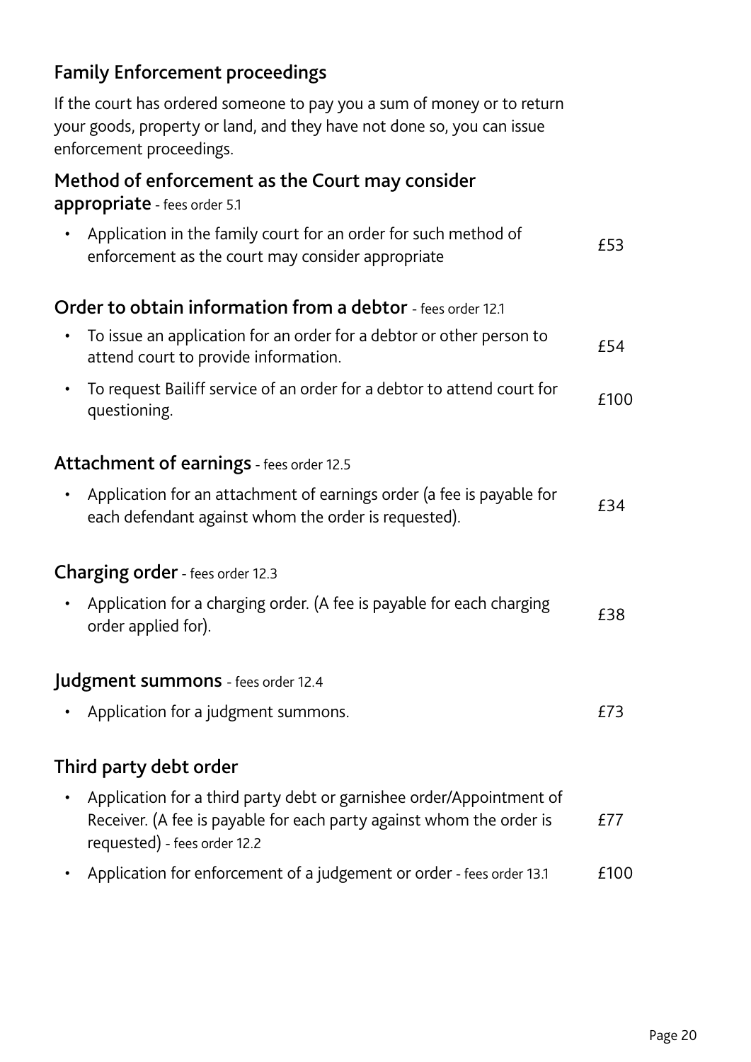## Family Enforcement proceedings

If the court has ordered someone to pay you a sum of money or to return your goods, property or land, and they have not done so, you can issue enforcement proceedings.

### Method of enforcement as the Court may consider appropriate - fees order 5.1

| | |
|---|---|
| • Application in the family court for an order for such method of enforcement as the court may consider appropriate | £53 |

### Order to obtain information from a debtor - fees order 12.1

| | |
|---|---|
| • To issue an application for an order for a debtor or other person to attend court to provide information. | £54 |
| • To request Bailiff service of an order for a debtor to attend court for questioning. | £100 |

### Attachment of earnings - fees order 12.5

| | |
|---|---|
| • Application for an attachment of earnings order (a fee is payable for each defendant against whom the order is requested). | £34 |

### Charging order - fees order 12.3

| | |
|---|---|
| • Application for a charging order. (A fee is payable for each charging order applied for). | £38 |

### Judgment summons - fees order 12.4

| | |
|---|---|
| • Application for a judgment summons. | £73 |

### Third party debt order

| | |
|---|---|
| • Application for a third party debt or garnishee order/Appointment of Receiver. (A fee is payable for each party against whom the order is requested) - fees order 12.2 | £77 |
| • Application for enforcement of a judgement or order - fees order 13.1 | £100 |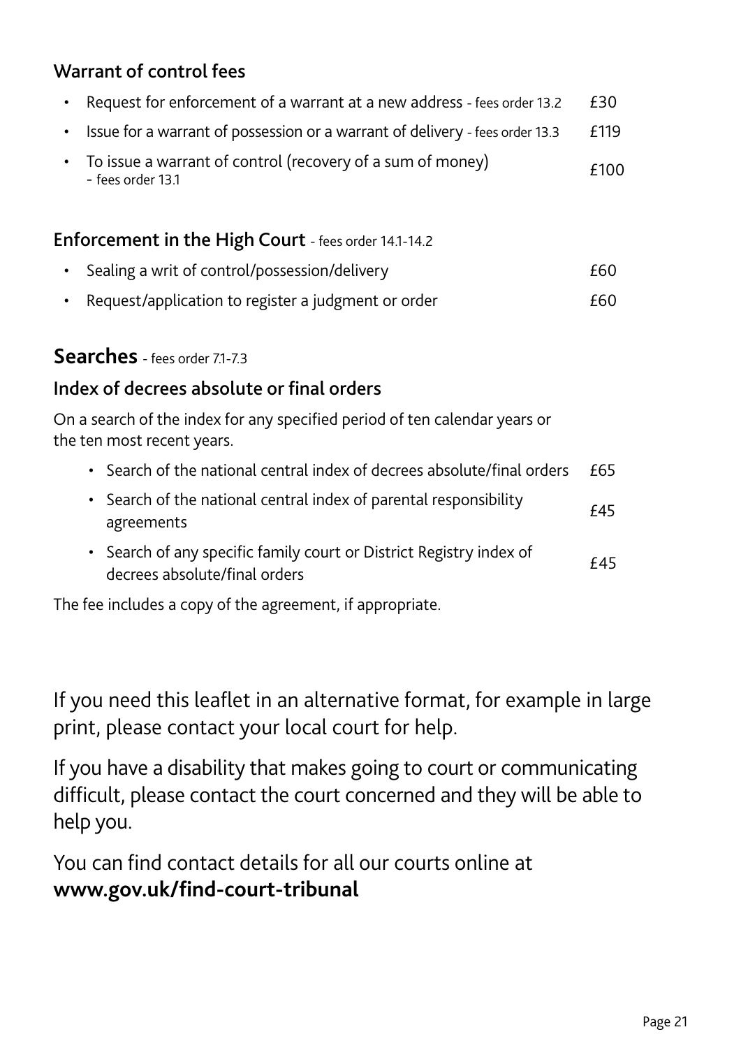### Warrant of control fees

- Request for enforcement of a warrant at a new address - fees order 13.2 £30
- Issue for a warrant of possession or a warrant of delivery - fees order 13.3 £119
- To issue a warrant of control (recovery of a sum of money) - fees order 13.1 £100

### Enforcement in the High Court - fees order 14.1-14.2

- Sealing a writ of control/possession/delivery £60
- Request/application to register a judgment or order £60

## Searches - fees order 7.1-7.3

### Index of decrees absolute or final orders

On a search of the index for any specified period of ten calendar years or the ten most recent years.

- Search of the national central index of decrees absolute/final orders £65
- Search of the national central index of parental responsibility agreements £45
- Search of any specific family court or District Registry index of decrees absolute/final orders £45

The fee includes a copy of the agreement, if appropriate.

If you need this leaflet in an alternative format, for example in large print, please contact your local court for help.

If you have a disability that makes going to court or communicating difficult, please contact the court concerned and they will be able to help you.

You can find contact details for all our courts online at **www.gov.uk/find-court-tribunal**